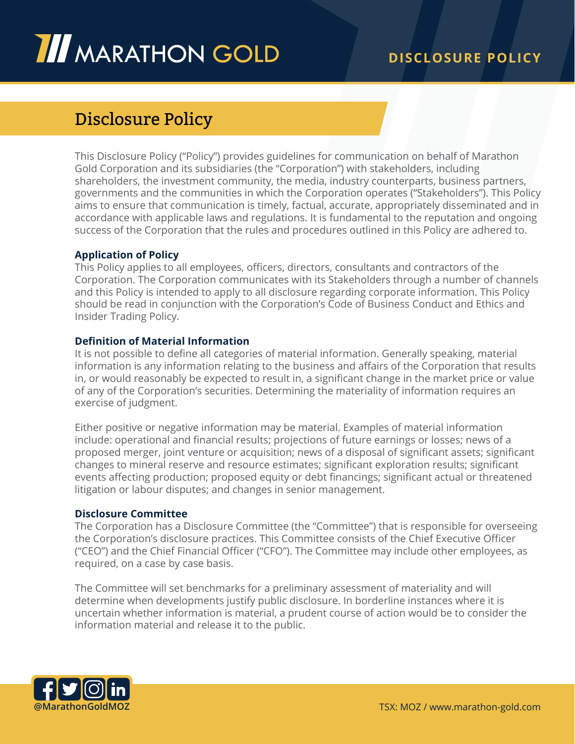# Disclosure Policy

This Disclosure Policy ("Policy") provides guidelines for communication on behalf of Marathon Gold Corporation and its subsidiaries (the "Corporation") with stakeholders, including shareholders, the investment community, the media, industry counterparts, business partners, governments and the communities in which the Corporation operates ("Stakeholders"). This Policy aims to ensure that communication is timely, factual, accurate, appropriately disseminated and in accordance with applicable laws and regulations. It is fundamental to the reputation and ongoing success of the Corporation that the rules and procedures outlined in this Policy are adhered to.

**Application of Policy**

This Policy applies to all employees, officers, directors, consultants and contractors of the Corporation. The Corporation communicates with its Stakeholders through a number of channels and this Policy is intended to apply to all disclosure regarding corporate information. This Policy should be read in conjunction with the Corporation's Code of Business Conduct and Ethics and Insider Trading Policy.

**Definition of Material Information**

It is not possible to define all categories of material information. Generally speaking, material information is any information relating to the business and affairs of the Corporation that results in, or would reasonably be expected to result in, a significant change in the market price or value of any of the Corporation's securities. Determining the materiality of information requires an exercise of judgment.

Either positive or negative information may be material. Examples of material information include: operational and financial results; projections of future earnings or losses; news of a proposed merger, joint venture or acquisition; news of a disposal of significant assets; significant changes to mineral reserve and resource estimates; significant exploration results; significant events affecting production; proposed equity or debt financings; significant actual or threatened litigation or labour disputes; and changes in senior management.

**Disclosure Committee**

The Corporation has a Disclosure Committee (the "Committee") that is responsible for overseeing the Corporation's disclosure practices. This Committee consists of the Chief Executive Officer ("CEO") and the Chief Financial Officer ("CFO"). The Committee may include other employees, as required, on a case by case basis.

The Committee will set benchmarks for a preliminary assessment of materiality and will determine when developments justify public disclosure. In borderline instances where it is uncertain whether information is material, a prudent course of action would be to consider the information material and release it to the public.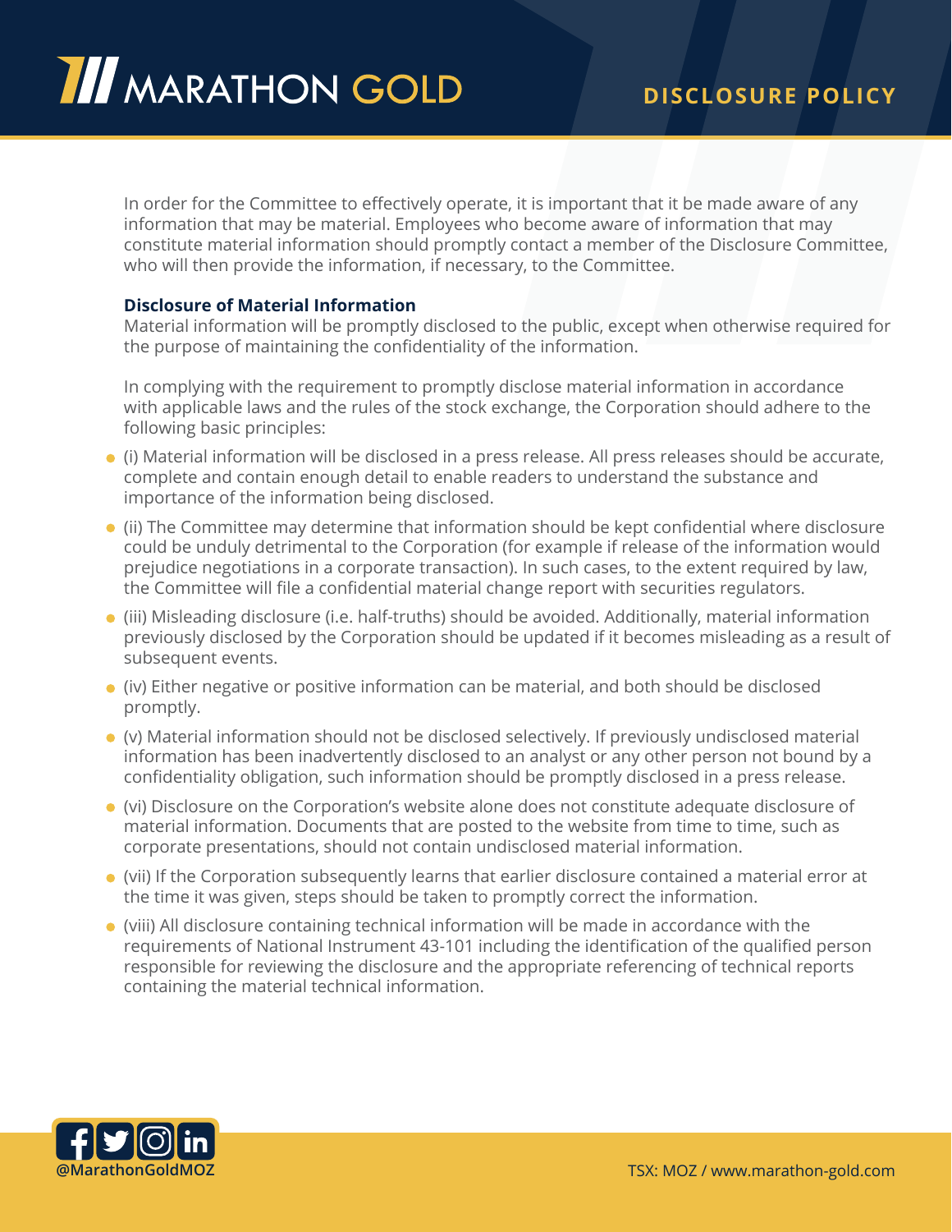In order for the Committee to effectively operate, it is important that it be made aware of any information that may be material. Employees who become aware of information that may constitute material information should promptly contact a member of the Disclosure Committee, who will then provide the information, if necessary, to the Committee.

**Disclosure of Material Information**

Material information will be promptly disclosed to the public, except when otherwise required for the purpose of maintaining the confidentiality of the information.

In complying with the requirement to promptly disclose material information in accordance with applicable laws and the rules of the stock exchange, the Corporation should adhere to the following basic principles:

- (i) Material information will be disclosed in a press release. All press releases should be accurate, complete and contain enough detail to enable readers to understand the substance and importance of the information being disclosed.
- (ii) The Committee may determine that information should be kept confidential where disclosure could be unduly detrimental to the Corporation (for example if release of the information would prejudice negotiations in a corporate transaction). In such cases, to the extent required by law, the Committee will file a confidential material change report with securities regulators.
- (iii) Misleading disclosure (i.e. half-truths) should be avoided. Additionally, material information previously disclosed by the Corporation should be updated if it becomes misleading as a result of subsequent events.
- (iv) Either negative or positive information can be material, and both should be disclosed promptly.
- (v) Material information should not be disclosed selectively. If previously undisclosed material information has been inadvertently disclosed to an analyst or any other person not bound by a confidentiality obligation, such information should be promptly disclosed in a press release.
- (vi) Disclosure on the Corporation's website alone does not constitute adequate disclosure of material information. Documents that are posted to the website from time to time, such as corporate presentations, should not contain undisclosed material information.
- (vii) If the Corporation subsequently learns that earlier disclosure contained a material error at the time it was given, steps should be taken to promptly correct the information.
- (viii) All disclosure containing technical information will be made in accordance with the requirements of National Instrument 43-101 including the identification of the qualified person responsible for reviewing the disclosure and the appropriate referencing of technical reports containing the material technical information.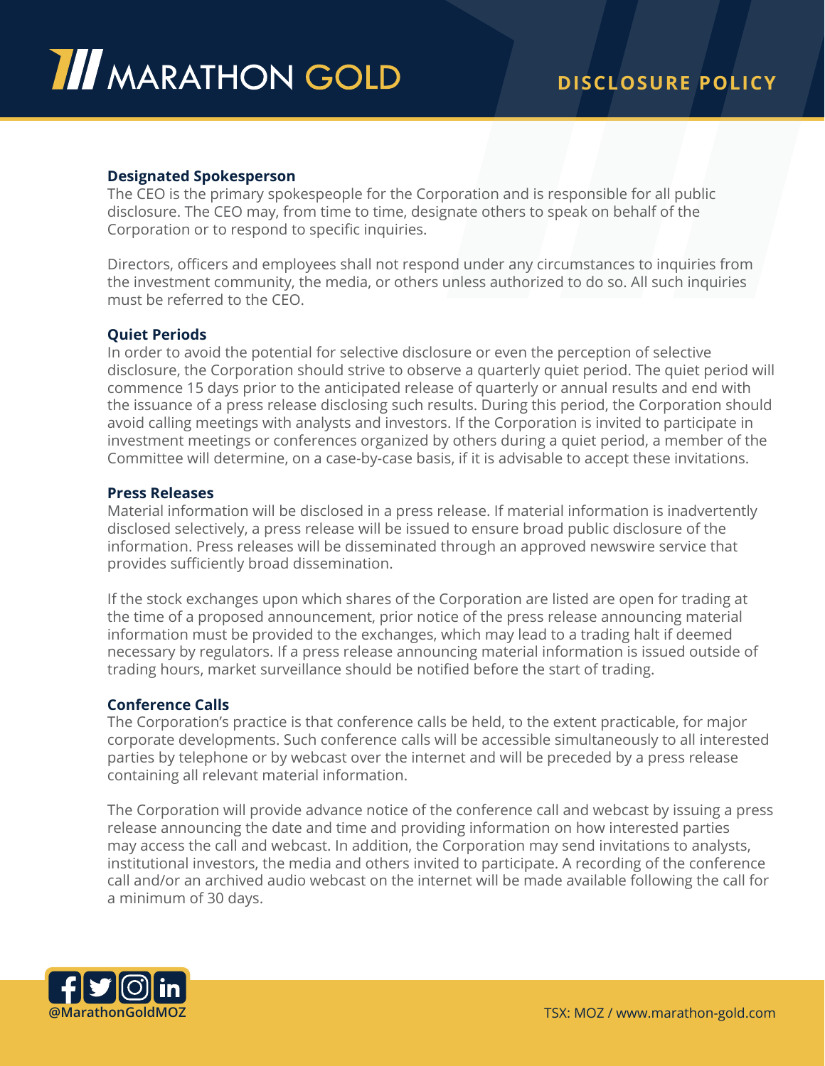### Designated Spokesperson

The CEO is the primary spokespeople for the Corporation and is responsible for all public disclosure. The CEO may, from time to time, designate others to speak on behalf of the Corporation or to respond to specific inquiries.

Directors, officers and employees shall not respond under any circumstances to inquiries from the investment community, the media, or others unless authorized to do so. All such inquiries must be referred to the CEO.

### Quiet Periods

In order to avoid the potential for selective disclosure or even the perception of selective disclosure, the Corporation should strive to observe a quarterly quiet period. The quiet period will commence 15 days prior to the anticipated release of quarterly or annual results and end with the issuance of a press release disclosing such results. During this period, the Corporation should avoid calling meetings with analysts and investors. If the Corporation is invited to participate in investment meetings or conferences organized by others during a quiet period, a member of the Committee will determine, on a case-by-case basis, if it is advisable to accept these invitations.

### Press Releases

Material information will be disclosed in a press release. If material information is inadvertently disclosed selectively, a press release will be issued to ensure broad public disclosure of the information. Press releases will be disseminated through an approved newswire service that provides sufficiently broad dissemination.

If the stock exchanges upon which shares of the Corporation are listed are open for trading at the time of a proposed announcement, prior notice of the press release announcing material information must be provided to the exchanges, which may lead to a trading halt if deemed necessary by regulators. If a press release announcing material information is issued outside of trading hours, market surveillance should be notified before the start of trading.

### Conference Calls

The Corporation's practice is that conference calls be held, to the extent practicable, for major corporate developments. Such conference calls will be accessible simultaneously to all interested parties by telephone or by webcast over the internet and will be preceded by a press release containing all relevant material information.

The Corporation will provide advance notice of the conference call and webcast by issuing a press release announcing the date and time and providing information on how interested parties may access the call and webcast. In addition, the Corporation may send invitations to analysts, institutional investors, the media and others invited to participate. A recording of the conference call and/or an archived audio webcast on the internet will be made available following the call for a minimum of 30 days.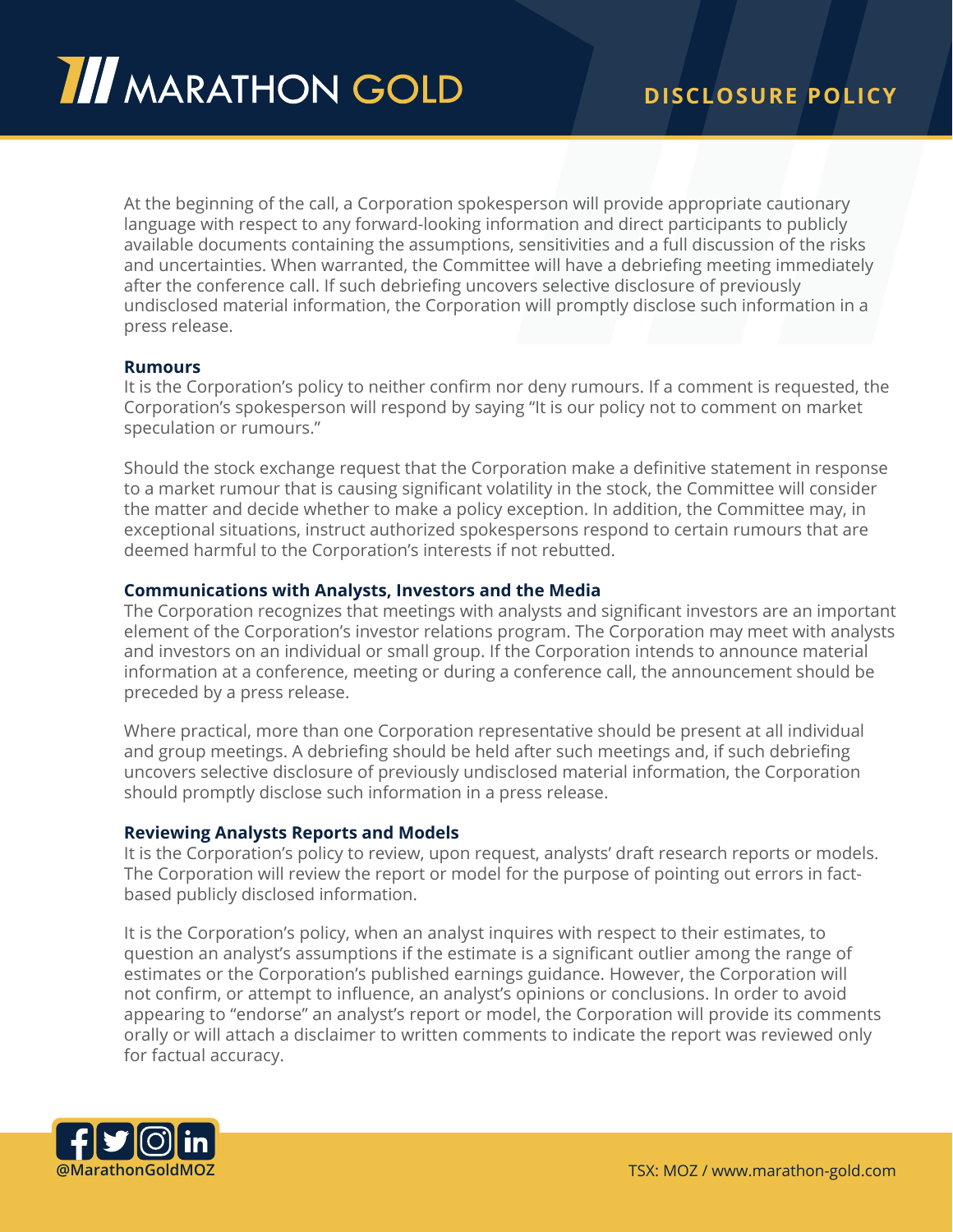At the beginning of the call, a Corporation spokesperson will provide appropriate cautionary language with respect to any forward-looking information and direct participants to publicly available documents containing the assumptions, sensitivities and a full discussion of the risks and uncertainties. When warranted, the Committee will have a debriefing meeting immediately after the conference call. If such debriefing uncovers selective disclosure of previously undisclosed material information, the Corporation will promptly disclose such information in a press release.

**Rumours**

It is the Corporation's policy to neither confirm nor deny rumours. If a comment is requested, the Corporation's spokesperson will respond by saying "It is our policy not to comment on market speculation or rumours."

Should the stock exchange request that the Corporation make a definitive statement in response to a market rumour that is causing significant volatility in the stock, the Committee will consider the matter and decide whether to make a policy exception. In addition, the Committee may, in exceptional situations, instruct authorized spokespersons respond to certain rumours that are deemed harmful to the Corporation's interests if not rebutted.

**Communications with Analysts, Investors and the Media**

The Corporation recognizes that meetings with analysts and significant investors are an important element of the Corporation's investor relations program. The Corporation may meet with analysts and investors on an individual or small group. If the Corporation intends to announce material information at a conference, meeting or during a conference call, the announcement should be preceded by a press release.

Where practical, more than one Corporation representative should be present at all individual and group meetings. A debriefing should be held after such meetings and, if such debriefing uncovers selective disclosure of previously undisclosed material information, the Corporation should promptly disclose such information in a press release.

**Reviewing Analysts Reports and Models**

It is the Corporation's policy to review, upon request, analysts' draft research reports or models. The Corporation will review the report or model for the purpose of pointing out errors in fact-based publicly disclosed information.

It is the Corporation's policy, when an analyst inquires with respect to their estimates, to question an analyst's assumptions if the estimate is a significant outlier among the range of estimates or the Corporation's published earnings guidance. However, the Corporation will not confirm, or attempt to influence, an analyst's opinions or conclusions. In order to avoid appearing to "endorse" an analyst's report or model, the Corporation will provide its comments orally or will attach a disclaimer to written comments to indicate the report was reviewed only for factual accuracy.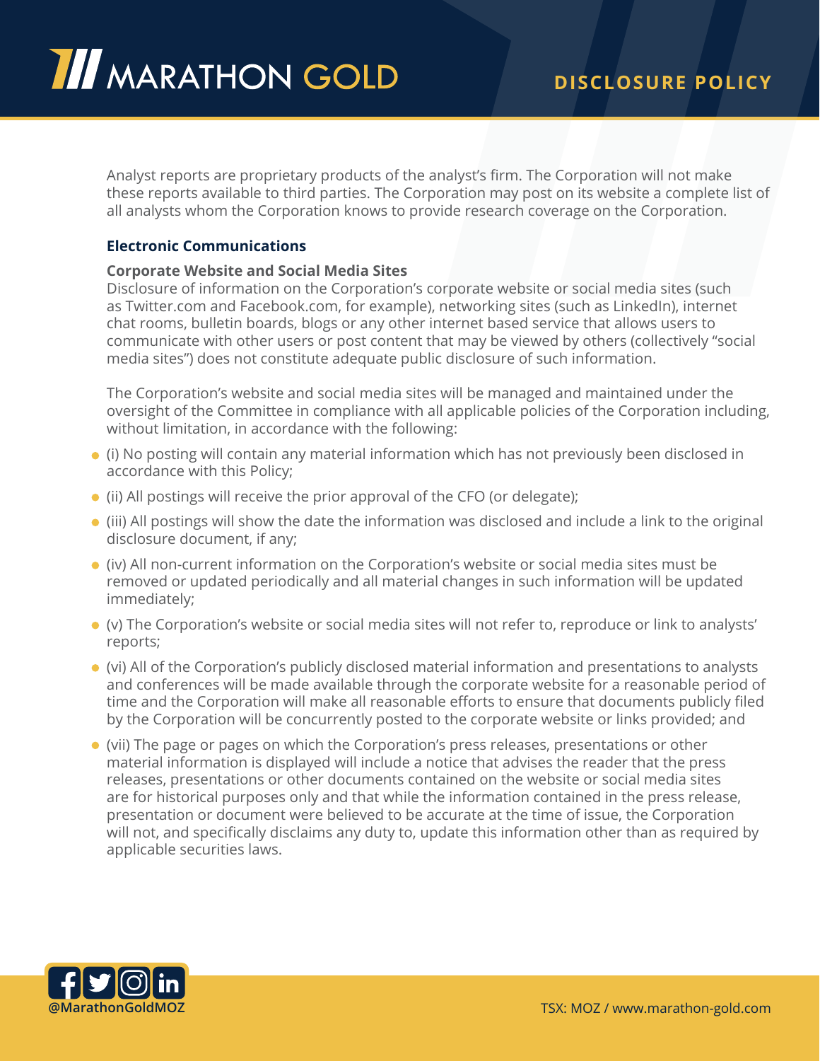Analyst reports are proprietary products of the analyst's firm. The Corporation will not make these reports available to third parties. The Corporation may post on its website a complete list of all analysts whom the Corporation knows to provide research coverage on the Corporation.

### Electronic Communications

#### Corporate Website and Social Media Sites

Disclosure of information on the Corporation's corporate website or social media sites (such as Twitter.com and Facebook.com, for example), networking sites (such as LinkedIn), internet chat rooms, bulletin boards, blogs or any other internet based service that allows users to communicate with other users or post content that may be viewed by others (collectively "social media sites") does not constitute adequate public disclosure of such information.

The Corporation's website and social media sites will be managed and maintained under the oversight of the Committee in compliance with all applicable policies of the Corporation including, without limitation, in accordance with the following:

- (i) No posting will contain any material information which has not previously been disclosed in accordance with this Policy;
- (ii) All postings will receive the prior approval of the CFO (or delegate);
- (iii) All postings will show the date the information was disclosed and include a link to the original disclosure document, if any;
- (iv) All non-current information on the Corporation's website or social media sites must be removed or updated periodically and all material changes in such information will be updated immediately;
- (v) The Corporation's website or social media sites will not refer to, reproduce or link to analysts' reports;
- (vi) All of the Corporation's publicly disclosed material information and presentations to analysts and conferences will be made available through the corporate website for a reasonable period of time and the Corporation will make all reasonable efforts to ensure that documents publicly filed by the Corporation will be concurrently posted to the corporate website or links provided; and
- (vii) The page or pages on which the Corporation's press releases, presentations or other material information is displayed will include a notice that advises the reader that the press releases, presentations or other documents contained on the website or social media sites are for historical purposes only and that while the information contained in the press release, presentation or document were believed to be accurate at the time of issue, the Corporation will not, and specifically disclaims any duty to, update this information other than as required by applicable securities laws.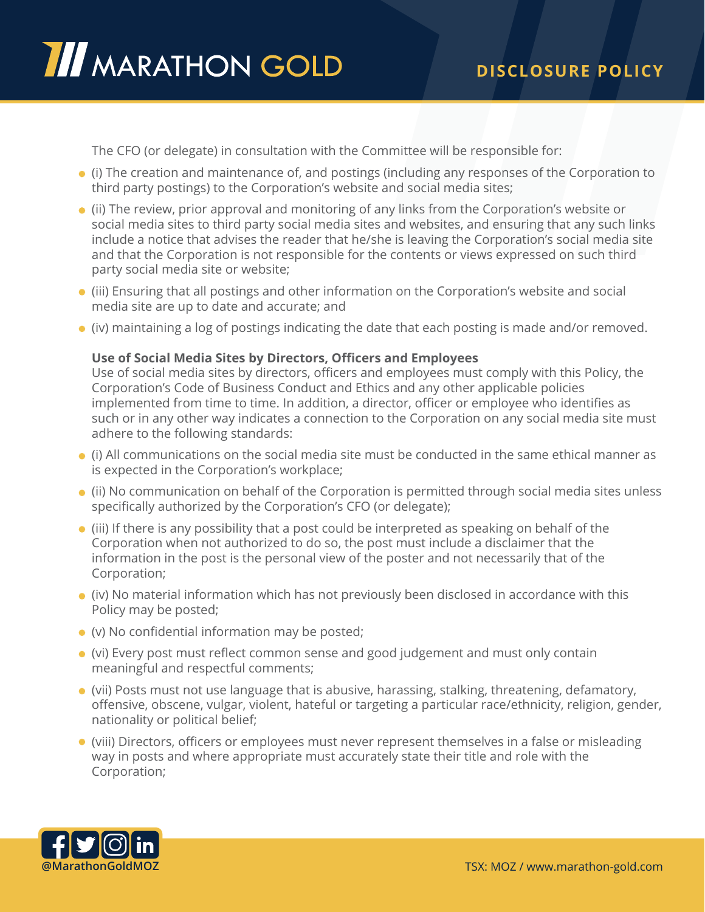The CFO (or delegate) in consultation with the Committee will be responsible for:

- (i) The creation and maintenance of, and postings (including any responses of the Corporation to third party postings) to the Corporation's website and social media sites;
- (ii) The review, prior approval and monitoring of any links from the Corporation's website or social media sites to third party social media sites and websites, and ensuring that any such links include a notice that advises the reader that he/she is leaving the Corporation's social media site and that the Corporation is not responsible for the contents or views expressed on such third party social media site or website;
- (iii) Ensuring that all postings and other information on the Corporation's website and social media site are up to date and accurate; and
- (iv) maintaining a log of postings indicating the date that each posting is made and/or removed.

**Use of Social Media Sites by Directors, Officers and Employees**

Use of social media sites by directors, officers and employees must comply with this Policy, the Corporation's Code of Business Conduct and Ethics and any other applicable policies implemented from time to time. In addition, a director, officer or employee who identifies as such or in any other way indicates a connection to the Corporation on any social media site must adhere to the following standards:

- (i) All communications on the social media site must be conducted in the same ethical manner as is expected in the Corporation's workplace;
- (ii) No communication on behalf of the Corporation is permitted through social media sites unless specifically authorized by the Corporation's CFO (or delegate);
- (iii) If there is any possibility that a post could be interpreted as speaking on behalf of the Corporation when not authorized to do so, the post must include a disclaimer that the information in the post is the personal view of the poster and not necessarily that of the Corporation;
- (iv) No material information which has not previously been disclosed in accordance with this Policy may be posted;
- (v) No confidential information may be posted;
- (vi) Every post must reflect common sense and good judgement and must only contain meaningful and respectful comments;
- (vii) Posts must not use language that is abusive, harassing, stalking, threatening, defamatory, offensive, obscene, vulgar, violent, hateful or targeting a particular race/ethnicity, religion, gender, nationality or political belief;
- (viii) Directors, officers or employees must never represent themselves in a false or misleading way in posts and where appropriate must accurately state their title and role with the Corporation;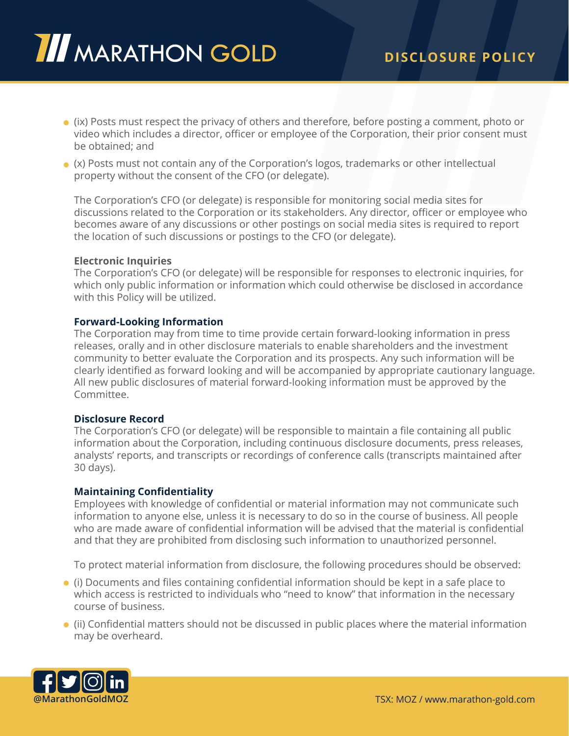- (ix) Posts must respect the privacy of others and therefore, before posting a comment, photo or video which includes a director, officer or employee of the Corporation, their prior consent must be obtained; and
- (x) Posts must not contain any of the Corporation's logos, trademarks or other intellectual property without the consent of the CFO (or delegate).

The Corporation's CFO (or delegate) is responsible for monitoring social media sites for discussions related to the Corporation or its stakeholders. Any director, officer or employee who becomes aware of any discussions or other postings on social media sites is required to report the location of such discussions or postings to the CFO (or delegate).

**Electronic Inquiries**
The Corporation's CFO (or delegate) will be responsible for responses to electronic inquiries, for which only public information or information which could otherwise be disclosed in accordance with this Policy will be utilized.

**Forward-Looking Information**
The Corporation may from time to time provide certain forward-looking information in press releases, orally and in other disclosure materials to enable shareholders and the investment community to better evaluate the Corporation and its prospects. Any such information will be clearly identified as forward looking and will be accompanied by appropriate cautionary language. All new public disclosures of material forward-looking information must be approved by the Committee.

**Disclosure Record**
The Corporation's CFO (or delegate) will be responsible to maintain a file containing all public information about the Corporation, including continuous disclosure documents, press releases, analysts' reports, and transcripts or recordings of conference calls (transcripts maintained after 30 days).

**Maintaining Confidentiality**
Employees with knowledge of confidential or material information may not communicate such information to anyone else, unless it is necessary to do so in the course of business. All people who are made aware of confidential information will be advised that the material is confidential and that they are prohibited from disclosing such information to unauthorized personnel.

To protect material information from disclosure, the following procedures should be observed:

- (i) Documents and files containing confidential information should be kept in a safe place to which access is restricted to individuals who "need to know" that information in the necessary course of business.
- (ii) Confidential matters should not be discussed in public places where the material information may be overheard.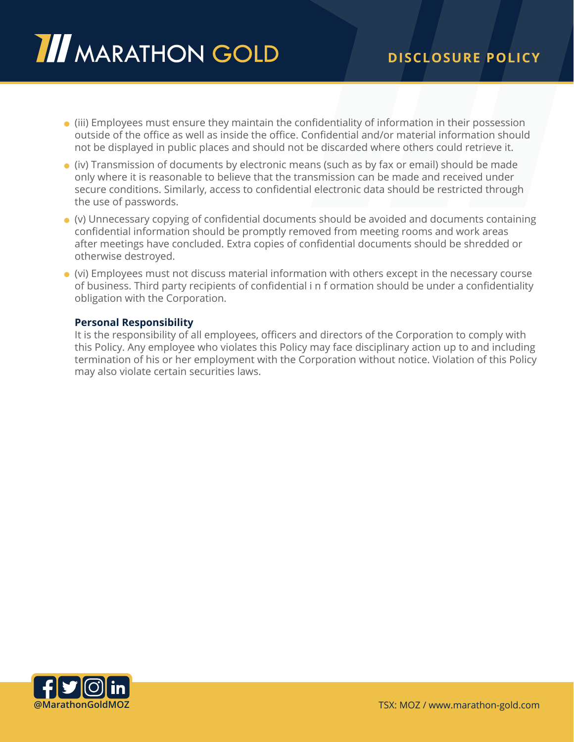- (iii) Employees must ensure they maintain the confidentiality of information in their possession outside of the office as well as inside the office. Confidential and/or material information should not be displayed in public places and should not be discarded where others could retrieve it.
- (iv) Transmission of documents by electronic means (such as by fax or email) should be made only where it is reasonable to believe that the transmission can be made and received under secure conditions. Similarly, access to confidential electronic data should be restricted through the use of passwords.
- (v) Unnecessary copying of confidential documents should be avoided and documents containing confidential information should be promptly removed from meeting rooms and work areas after meetings have concluded. Extra copies of confidential documents should be shredded or otherwise destroyed.
- (vi) Employees must not discuss material information with others except in the necessary course of business. Third party recipients of confidential i n f ormation should be under a confidentiality obligation with the Corporation.

**Personal Responsibility**

It is the responsibility of all employees, officers and directors of the Corporation to comply with this Policy. Any employee who violates this Policy may face disciplinary action up to and including termination of his or her employment with the Corporation without notice. Violation of this Policy may also violate certain securities laws.